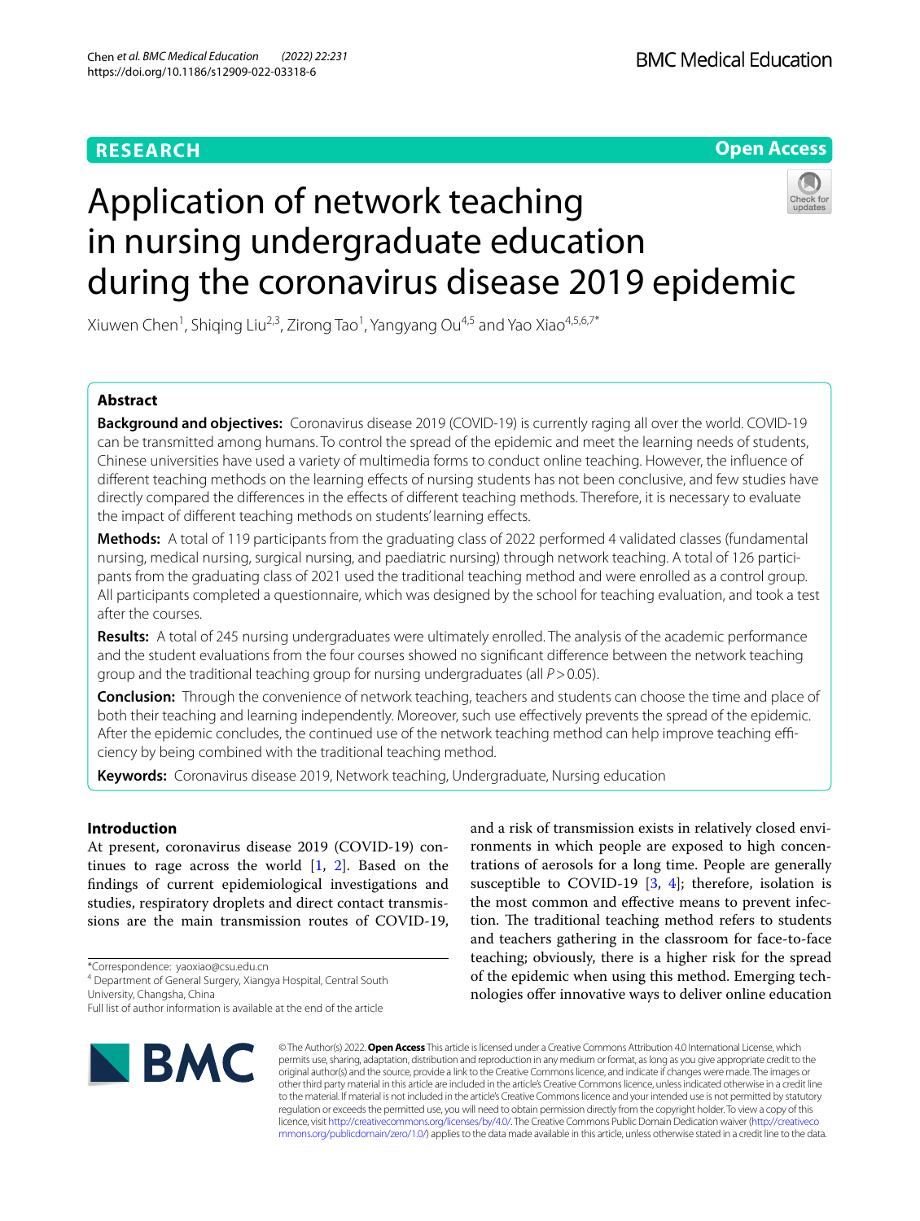RESEARCH

Open Access

# Application of network teaching in nursing undergraduate education during the coronavirus disease 2019 epidemic

Xiuwen Chen[1], Shiqing Liu[2,3], Zirong Tao[1], Yangyang Ou[4,5] and Yao Xiao[4,5,6,7*]

## Abstract

**Background and objectives:** Coronavirus disease 2019 (COVID-19) is currently raging all over the world. COVID-19 can be transmitted among humans. To control the spread of the epidemic and meet the learning needs of students, Chinese universities have used a variety of multimedia forms to conduct online teaching. However, the influence of different teaching methods on the learning effects of nursing students has not been conclusive, and few studies have directly compared the differences in the effects of different teaching methods. Therefore, it is necessary to evaluate the impact of different teaching methods on students' learning effects.

**Methods:** A total of 119 participants from the graduating class of 2022 performed 4 validated classes (fundamental nursing, medical nursing, surgical nursing, and paediatric nursing) through network teaching. A total of 126 participants from the graduating class of 2021 used the traditional teaching method and were enrolled as a control group. All participants completed a questionnaire, which was designed by the school for teaching evaluation, and took a test after the courses.

**Results:** A total of 245 nursing undergraduates were ultimately enrolled. The analysis of the academic performance and the student evaluations from the four courses showed no significant difference between the network teaching group and the traditional teaching group for nursing undergraduates (all $P > 0.05$).

**Conclusion:** Through the convenience of network teaching, teachers and students can choose the time and place of both their teaching and learning independently. Moreover, such use effectively prevents the spread of the epidemic. After the epidemic concludes, the continued use of the network teaching method can help improve teaching efficiency by being combined with the traditional teaching method.

**Keywords:** Coronavirus disease 2019, Network teaching, Undergraduate, Nursing education

## Introduction

At present, coronavirus disease 2019 (COVID-19) continues to rage across the world [1, 2]. Based on the findings of current epidemiological investigations and studies, respiratory droplets and direct contact transmissions are the main transmission routes of COVID-19, and a risk of transmission exists in relatively closed environments in which people are exposed to high concentrations of aerosols for a long time. People are generally susceptible to COVID-19 [3, 4]; therefore, isolation is the most common and effective means to prevent infection. The traditional teaching method refers to students and teachers gathering in the classroom for face-to-face teaching; obviously, there is a higher risk for the spread of the epidemic when using this method. Emerging technologies offer innovative ways to deliver online education

*Correspondence: yaoxiao@csu.edu.cn

[4] Department of General Surgery, Xiangya Hospital, Central South University, Changsha, China

Full list of author information is available at the end of the article

© The Author(s) 2022. **Open Access** This article is licensed under a Creative Commons Attribution 4.0 International License, which permits use, sharing, adaptation, distribution and reproduction in any medium or format, as long as you give appropriate credit to the original author(s) and the source, provide a link to the Creative Commons licence, and indicate if changes were made. The images or other third party material in this article are included in the article's Creative Commons licence, unless indicated otherwise in a credit line to the material. If material is not included in the article's Creative Commons licence and your intended use is not permitted by statutory regulation or exceeds the permitted use, you will need to obtain permission directly from the copyright holder. To view a copy of this licence, visit http://creativecommons.org/licenses/by/4.0/. The Creative Commons Public Domain Dedication waiver (http://creativecommons.org/publicdomain/zero/1.0/) applies to the data made available in this article, unless otherwise stated in a credit line to the data.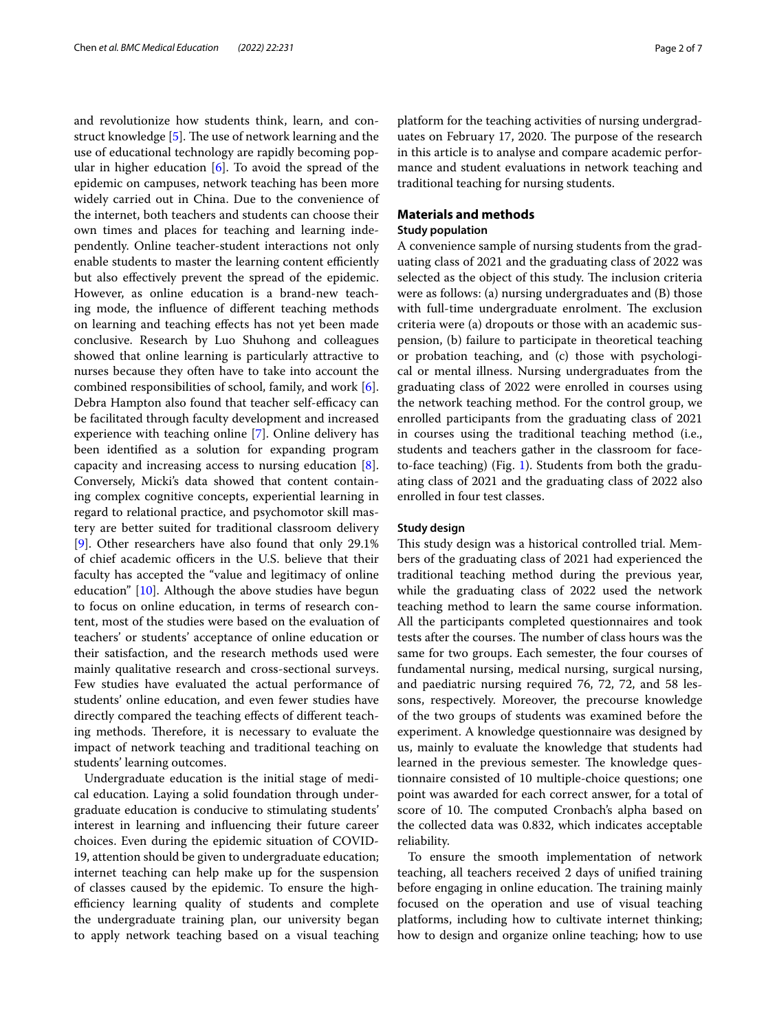and revolutionize how students think, learn, and construct knowledge [5]. The use of network learning and the use of educational technology are rapidly becoming popular in higher education [6]. To avoid the spread of the epidemic on campuses, network teaching has been more widely carried out in China. Due to the convenience of the internet, both teachers and students can choose their own times and places for teaching and learning independently. Online teacher-student interactions not only enable students to master the learning content efficiently but also effectively prevent the spread of the epidemic. However, as online education is a brand-new teaching mode, the influence of different teaching methods on learning and teaching effects has not yet been made conclusive. Research by Luo Shuhong and colleagues showed that online learning is particularly attractive to nurses because they often have to take into account the combined responsibilities of school, family, and work [6]. Debra Hampton also found that teacher self-efficacy can be facilitated through faculty development and increased experience with teaching online [7]. Online delivery has been identified as a solution for expanding program capacity and increasing access to nursing education [8]. Conversely, Micki's data showed that content containing complex cognitive concepts, experiential learning in regard to relational practice, and psychomotor skill mastery are better suited for traditional classroom delivery [9]. Other researchers have also found that only 29.1% of chief academic officers in the U.S. believe that their faculty has accepted the "value and legitimacy of online education" [10]. Although the above studies have begun to focus on online education, in terms of research content, most of the studies were based on the evaluation of teachers' or students' acceptance of online education or their satisfaction, and the research methods used were mainly qualitative research and cross-sectional surveys. Few studies have evaluated the actual performance of students' online education, and even fewer studies have directly compared the teaching effects of different teaching methods. Therefore, it is necessary to evaluate the impact of network teaching and traditional teaching on students' learning outcomes.

Undergraduate education is the initial stage of medical education. Laying a solid foundation through undergraduate education is conducive to stimulating students' interest in learning and influencing their future career choices. Even during the epidemic situation of COVID-19, attention should be given to undergraduate education; internet teaching can help make up for the suspension of classes caused by the epidemic. To ensure the high-efficiency learning quality of students and complete the undergraduate training plan, our university began to apply network teaching based on a visual teaching platform for the teaching activities of nursing undergraduates on February 17, 2020. The purpose of the research in this article is to analyse and compare academic performance and student evaluations in network teaching and traditional teaching for nursing students.

## Materials and methods

### Study population

A convenience sample of nursing students from the graduating class of 2021 and the graduating class of 2022 was selected as the object of this study. The inclusion criteria were as follows: (a) nursing undergraduates and (B) those with full-time undergraduate enrolment. The exclusion criteria were (a) dropouts or those with an academic suspension, (b) failure to participate in theoretical teaching or probation teaching, and (c) those with psychological or mental illness. Nursing undergraduates from the graduating class of 2022 were enrolled in courses using the network teaching method. For the control group, we enrolled participants from the graduating class of 2021 in courses using the traditional teaching method (i.e., students and teachers gather in the classroom for face-to-face teaching) (Fig. 1). Students from both the graduating class of 2021 and the graduating class of 2022 also enrolled in four test classes.

### Study design

This study design was a historical controlled trial. Members of the graduating class of 2021 had experienced the traditional teaching method during the previous year, while the graduating class of 2022 used the network teaching method to learn the same course information. All the participants completed questionnaires and took tests after the courses. The number of class hours was the same for two groups. Each semester, the four courses of fundamental nursing, medical nursing, surgical nursing, and paediatric nursing required 76, 72, 72, and 58 lessons, respectively. Moreover, the precourse knowledge of the two groups of students was examined before the experiment. A knowledge questionnaire was designed by us, mainly to evaluate the knowledge that students had learned in the previous semester. The knowledge questionnaire consisted of 10 multiple-choice questions; one point was awarded for each correct answer, for a total of score of 10. The computed Cronbach's alpha based on the collected data was 0.832, which indicates acceptable reliability.

To ensure the smooth implementation of network teaching, all teachers received 2 days of unified training before engaging in online education. The training mainly focused on the operation and use of visual teaching platforms, including how to cultivate internet thinking; how to design and organize online teaching; how to use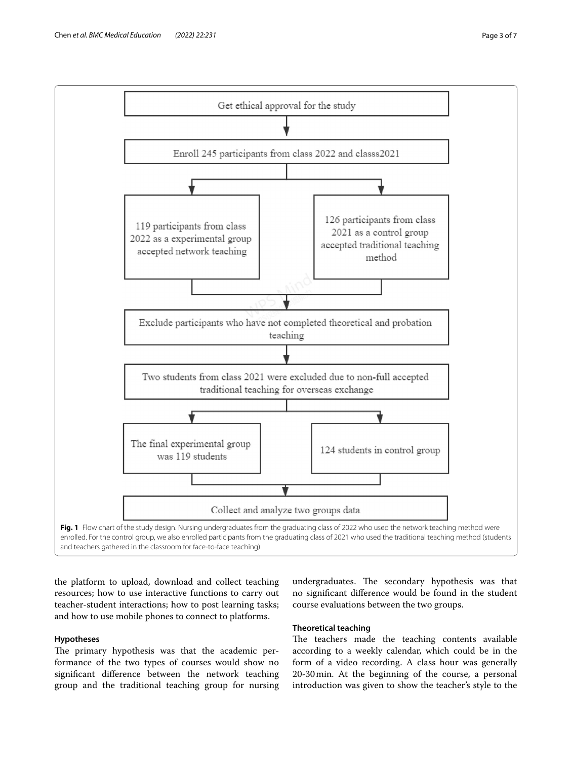Get ethical approval for the study

Enroll 245 participants from class 2022 and classs2021

119 participants from class 2022 as a experimental group accepted network teaching

126 participants from class 2021 as a control group accepted traditional teaching method

Exclude participants who have not completed theoretical and probation teaching

Two students from class 2021 were excluded due to non-full accepted traditional teaching for overseas exchange

The final experimental group was 119 students

124 students in control group

Collect and analyze two groups data

**Fig. 1** Flow chart of the study design. Nursing undergraduates from the graduating class of 2022 who used the network teaching method were enrolled. For the control group, we also enrolled participants from the graduating class of 2021 who used the traditional teaching method (students and teachers gathered in the classroom for face-to-face teaching)

the platform to upload, download and collect teaching resources; how to use interactive functions to carry out teacher-student interactions; how to post learning tasks; and how to use mobile phones to connect to platforms.

### Hypotheses

The primary hypothesis was that the academic performance of the two types of courses would show no significant difference between the network teaching group and the traditional teaching group for nursing undergraduates. The secondary hypothesis was that no significant difference would be found in the student course evaluations between the two groups.

### Theoretical teaching

The teachers made the teaching contents available according to a weekly calendar, which could be in the form of a video recording. A class hour was generally 20-30 min. At the beginning of the course, a personal introduction was given to show the teacher's style to the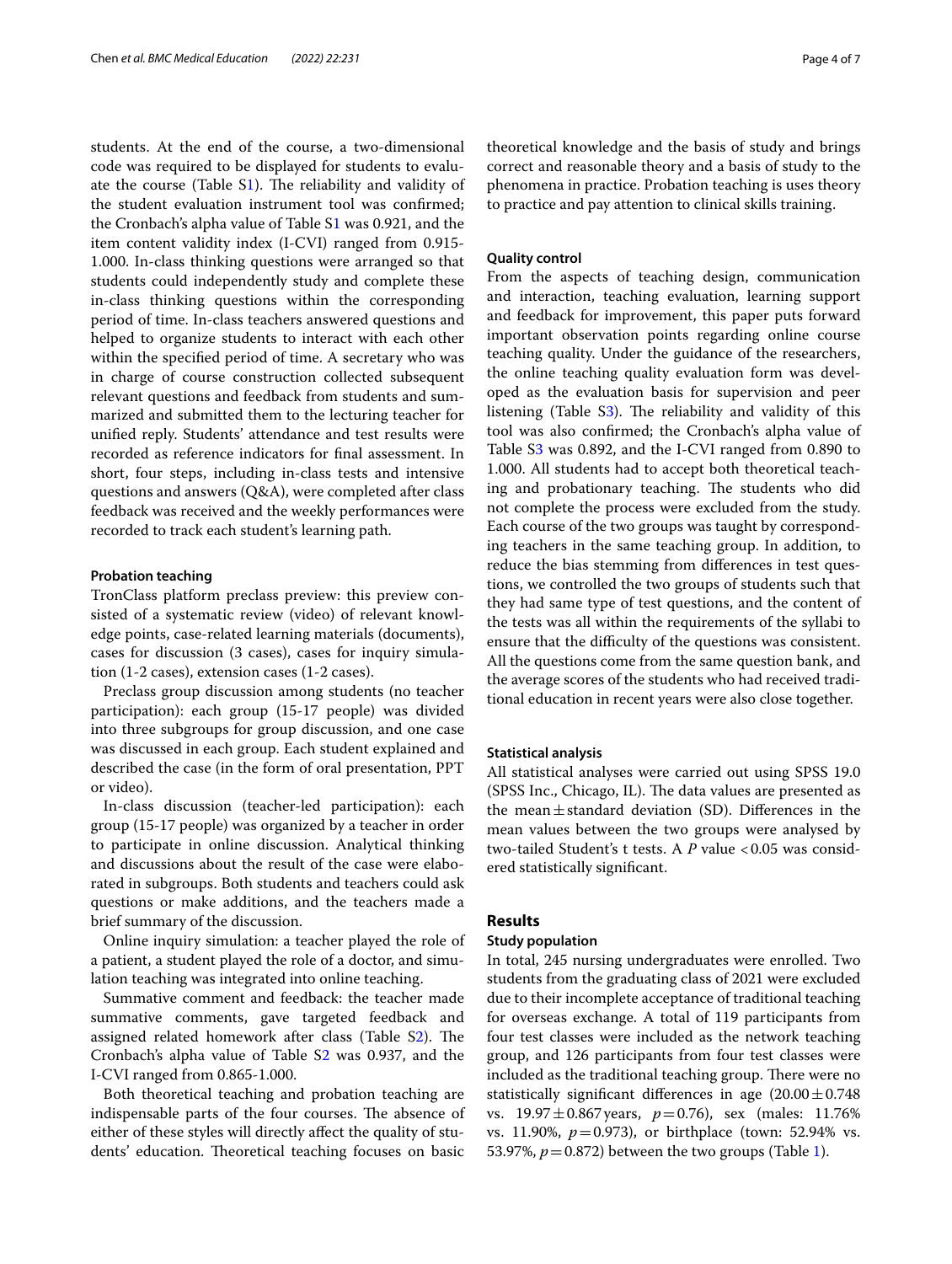students. At the end of the course, a two-dimensional code was required to be displayed for students to evaluate the course (Table S1). The reliability and validity of the student evaluation instrument tool was confirmed; the Cronbach's alpha value of Table S1 was 0.921, and the item content validity index (I-CVI) ranged from 0.915-1.000. In-class thinking questions were arranged so that students could independently study and complete these in-class thinking questions within the corresponding period of time. In-class teachers answered questions and helped to organize students to interact with each other within the specified period of time. A secretary who was in charge of course construction collected subsequent relevant questions and feedback from students and summarized and submitted them to the lecturing teacher for unified reply. Students' attendance and test results were recorded as reference indicators for final assessment. In short, four steps, including in-class tests and intensive questions and answers (Q&A), were completed after class feedback was received and the weekly performances were recorded to track each student's learning path.

#### Probation teaching

TronClass platform preclass preview: this preview consisted of a systematic review (video) of relevant knowledge points, case-related learning materials (documents), cases for discussion (3 cases), cases for inquiry simulation (1-2 cases), extension cases (1-2 cases).

Preclass group discussion among students (no teacher participation): each group (15-17 people) was divided into three subgroups for group discussion, and one case was discussed in each group. Each student explained and described the case (in the form of oral presentation, PPT or video).

In-class discussion (teacher-led participation): each group (15-17 people) was organized by a teacher in order to participate in online discussion. Analytical thinking and discussions about the result of the case were elaborated in subgroups. Both students and teachers could ask questions or make additions, and the teachers made a brief summary of the discussion.

Online inquiry simulation: a teacher played the role of a patient, a student played the role of a doctor, and simulation teaching was integrated into online teaching.

Summative comment and feedback: the teacher made summative comments, gave targeted feedback and assigned related homework after class (Table S2). The Cronbach's alpha value of Table S2 was 0.937, and the I-CVI ranged from 0.865-1.000.

Both theoretical teaching and probation teaching are indispensable parts of the four courses. The absence of either of these styles will directly affect the quality of students' education. Theoretical teaching focuses on basic theoretical knowledge and the basis of study and brings correct and reasonable theory and a basis of study to the phenomena in practice. Probation teaching is uses theory to practice and pay attention to clinical skills training.

#### Quality control

From the aspects of teaching design, communication and interaction, teaching evaluation, learning support and feedback for improvement, this paper puts forward important observation points regarding online course teaching quality. Under the guidance of the researchers, the online teaching quality evaluation form was developed as the evaluation basis for supervision and peer listening (Table S3). The reliability and validity of this tool was also confirmed; the Cronbach's alpha value of Table S3 was 0.892, and the I-CVI ranged from 0.890 to 1.000. All students had to accept both theoretical teaching and probationary teaching. The students who did not complete the process were excluded from the study. Each course of the two groups was taught by corresponding teachers in the same teaching group. In addition, to reduce the bias stemming from differences in test questions, we controlled the two groups of students such that they had same type of test questions, and the content of the tests was all within the requirements of the syllabi to ensure that the difficulty of the questions was consistent. All the questions come from the same question bank, and the average scores of the students who had received traditional education in recent years were also close together.

#### Statistical analysis

All statistical analyses were carried out using SPSS 19.0 (SPSS Inc., Chicago, IL). The data values are presented as the mean ± standard deviation (SD). Differences in the mean values between the two groups were analysed by two-tailed Student's t tests. A $P$ value $< 0.05$ was considered statistically significant.

## Results

#### Study population

In total, 245 nursing undergraduates were enrolled. Two students from the graduating class of 2021 were excluded due to their incomplete acceptance of traditional teaching for overseas exchange. A total of 119 participants from four test classes were included as the network teaching group, and 126 participants from four test classes were included as the traditional teaching group. There were no statistically significant differences in age ($20.00 \pm 0.748$ vs. $19.97 \pm 0.867$ years, $p = 0.76$), sex (males: 11.76% vs. 11.90%, $p = 0.973$), or birthplace (town: 52.94% vs. 53.97%, $p = 0.872$) between the two groups (Table 1).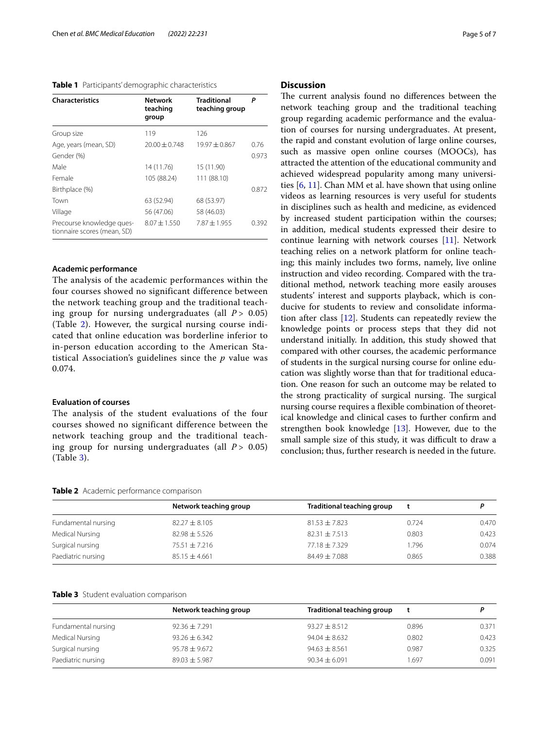**Table 1** Participants' demographic characteristics

| Characteristics | Network teaching group | Traditional teaching group | P |
|---|---|---|---|
| Group size | 119 | 126 | |
| Age, years (mean, SD) | 20.00 ± 0.748 | 19.97 ± 0.867 | 0.76 |
| Gender (%) | | | 0.973 |
| Male | 14 (11.76) | 15 (11.90) | |
| Female | 105 (88.24) | 111 (88.10) | |
| Birthplace (%) | | | 0.872 |
| Town | 63 (52.94) | 68 (53.97) | |
| Village | 56 (47.06) | 58 (46.03) | |
| Precourse knowledge questionnaire scores (mean, SD) | 8.07 ± 1.550 | 7.87 ± 1.955 | 0.392 |

### Academic performance

The analysis of the academic performances within the four courses showed no significant difference between the network teaching group and the traditional teaching group for nursing undergraduates (all $P > 0.05$) (Table 2). However, the surgical nursing course indicated that online education was borderline inferior to in-person education according to the American Statistical Association's guidelines since the $p$ value was 0.074.

### Evaluation of courses

The analysis of the student evaluations of the four courses showed no significant difference between the network teaching group and the traditional teaching group for nursing undergraduates (all $P > 0.05$) (Table 3).

## Discussion

The current analysis found no differences between the network teaching group and the traditional teaching group regarding academic performance and the evaluation of courses for nursing undergraduates. At present, the rapid and constant evolution of large online courses, such as massive open online courses (MOOCs), has attracted the attention of the educational community and achieved widespread popularity among many universities [6, 11]. Chan MM et al. have shown that using online videos as learning resources is very useful for students in disciplines such as health and medicine, as evidenced by increased student participation within the courses; in addition, medical students expressed their desire to continue learning with network courses [11]. Network teaching relies on a network platform for online teaching; this mainly includes two forms, namely, live online instruction and video recording. Compared with the traditional method, network teaching more easily arouses students' interest and supports playback, which is conducive for students to review and consolidate information after class [12]. Students can repeatedly review the knowledge points or process steps that they did not understand initially. In addition, this study showed that compared with other courses, the academic performance of students in the surgical nursing course for online education was slightly worse than that for traditional education. One reason for such an outcome may be related to the strong practicality of surgical nursing. The surgical nursing course requires a flexible combination of theoretical knowledge and clinical cases to further confirm and strengthen book knowledge [13]. However, due to the small sample size of this study, it was difficult to draw a conclusion; thus, further research is needed in the future.

**Table 2** Academic performance comparison

| | Network teaching group | Traditional teaching group | t | P |
|---|---|---|---|---|
| Fundamental nursing | 82.27 ± 8.105 | 81.53 ± 7.823 | 0.724 | 0.470 |
| Medical Nursing | 82.98 ± 5.526 | 82.31 ± 7.513 | 0.803 | 0.423 |
| Surgical nursing | 75.51 ± 7.216 | 77.18 ± 7.329 | 1.796 | 0.074 |
| Paediatric nursing | 85.15 ± 4.661 | 84.49 ± 7.088 | 0.865 | 0.388 |

**Table 3** Student evaluation comparison

| | Network teaching group | Traditional teaching group | t | P |
|---|---|---|---|---|
| Fundamental nursing | 92.36 ± 7.291 | 93.27 ± 8.512 | 0.896 | 0.371 |
| Medical Nursing | 93.26 ± 6.342 | 94.04 ± 8.632 | 0.802 | 0.423 |
| Surgical nursing | 95.78 ± 9.672 | 94.63 ± 8.561 | 0.987 | 0.325 |
| Paediatric nursing | 89.03 ± 5.987 | 90.34 ± 6.091 | 1.697 | 0.091 |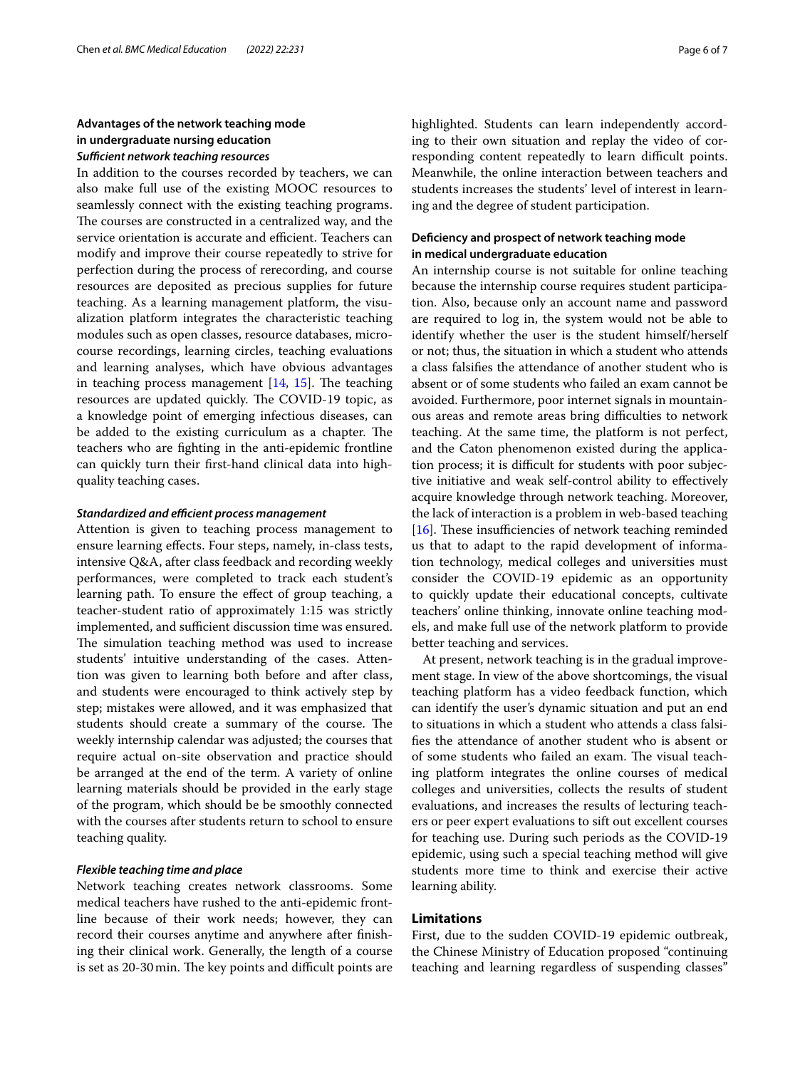## Advantages of the network teaching mode in undergraduate nursing education

### *Sufficient network teaching resources*

In addition to the courses recorded by teachers, we can also make full use of the existing MOOC resources to seamlessly connect with the existing teaching programs. The courses are constructed in a centralized way, and the service orientation is accurate and efficient. Teachers can modify and improve their course repeatedly to strive for perfection during the process of rerecording, and course resources are deposited as precious supplies for future teaching. As a learning management platform, the visualization platform integrates the characteristic teaching modules such as open classes, resource databases, microcourse recordings, learning circles, teaching evaluations and learning analyses, which have obvious advantages in teaching process management [14, 15]. The teaching resources are updated quickly. The COVID-19 topic, as a knowledge point of emerging infectious diseases, can be added to the existing curriculum as a chapter. The teachers who are fighting in the anti-epidemic frontline can quickly turn their first-hand clinical data into high-quality teaching cases.

### *Standardized and efficient process management*

Attention is given to teaching process management to ensure learning effects. Four steps, namely, in-class tests, intensive Q&A, after class feedback and recording weekly performances, were completed to track each student's learning path. To ensure the effect of group teaching, a teacher-student ratio of approximately 1:15 was strictly implemented, and sufficient discussion time was ensured. The simulation teaching method was used to increase students' intuitive understanding of the cases. Attention was given to learning both before and after class, and students were encouraged to think actively step by step; mistakes were allowed, and it was emphasized that students should create a summary of the course. The weekly internship calendar was adjusted; the courses that require actual on-site observation and practice should be arranged at the end of the term. A variety of online learning materials should be provided in the early stage of the program, which should be be smoothly connected with the courses after students return to school to ensure teaching quality.

### *Flexible teaching time and place*

Network teaching creates network classrooms. Some medical teachers have rushed to the anti-epidemic frontline because of their work needs; however, they can record their courses anytime and anywhere after finishing their clinical work. Generally, the length of a course is set as 20-30 min. The key points and difficult points are highlighted. Students can learn independently according to their own situation and replay the video of corresponding content repeatedly to learn difficult points. Meanwhile, the online interaction between teachers and students increases the students' level of interest in learning and the degree of student participation.

## Deficiency and prospect of network teaching mode in medical undergraduate education

An internship course is not suitable for online teaching because the internship course requires student participation. Also, because only an account name and password are required to log in, the system would not be able to identify whether the user is the student himself/herself or not; thus, the situation in which a student who attends a class falsifies the attendance of another student who is absent or of some students who failed an exam cannot be avoided. Furthermore, poor internet signals in mountainous areas and remote areas bring difficulties to network teaching. At the same time, the platform is not perfect, and the Caton phenomenon existed during the application process; it is difficult for students with poor subjective initiative and weak self-control ability to effectively acquire knowledge through network teaching. Moreover, the lack of interaction is a problem in web-based teaching [16]. These insufficiencies of network teaching reminded us that to adapt to the rapid development of information technology, medical colleges and universities must consider the COVID-19 epidemic as an opportunity to quickly update their educational concepts, cultivate teachers' online thinking, innovate online teaching models, and make full use of the network platform to provide better teaching and services.

At present, network teaching is in the gradual improvement stage. In view of the above shortcomings, the visual teaching platform has a video feedback function, which can identify the user's dynamic situation and put an end to situations in which a student who attends a class falsifies the attendance of another student who is absent or of some students who failed an exam. The visual teaching platform integrates the online courses of medical colleges and universities, collects the results of student evaluations, and increases the results of lecturing teachers or peer expert evaluations to sift out excellent courses for teaching use. During such periods as the COVID-19 epidemic, using such a special teaching method will give students more time to think and exercise their active learning ability.

## Limitations

First, due to the sudden COVID-19 epidemic outbreak, the Chinese Ministry of Education proposed "continuing teaching and learning regardless of suspending classes"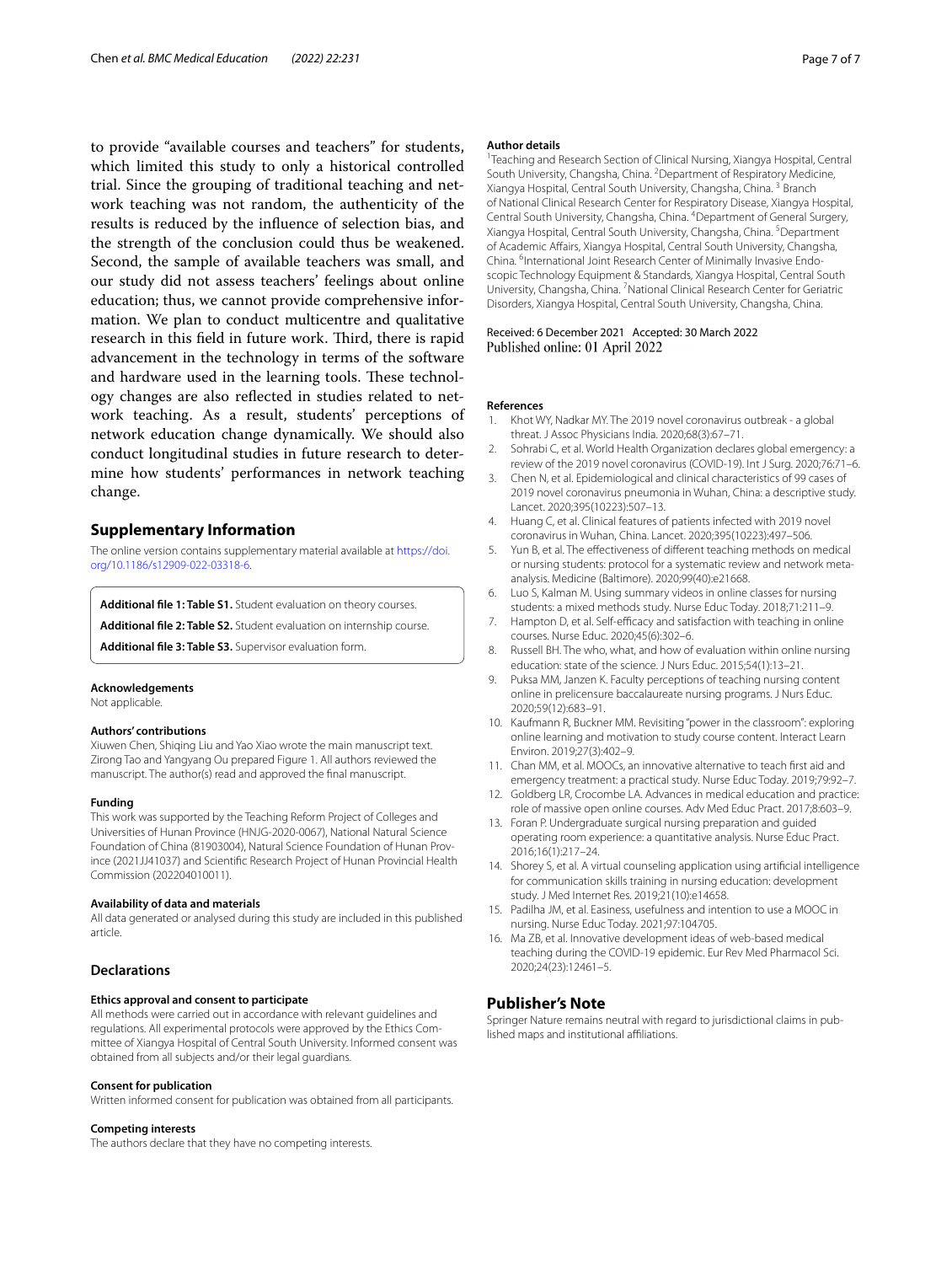to provide "available courses and teachers" for students, which limited this study to only a historical controlled trial. Since the grouping of traditional teaching and network teaching was not random, the authenticity of the results is reduced by the influence of selection bias, and the strength of the conclusion could thus be weakened. Second, the sample of available teachers was small, and our study did not assess teachers' feelings about online education; thus, we cannot provide comprehensive information. We plan to conduct multicentre and qualitative research in this field in future work. Third, there is rapid advancement in the technology in terms of the software and hardware used in the learning tools. These technology changes are also reflected in studies related to network teaching. As a result, students' perceptions of network education change dynamically. We should also conduct longitudinal studies in future research to determine how students' performances in network teaching change.

## Supplementary Information

The online version contains supplementary material available at https://doi.org/10.1186/s12909-022-03318-6.

**Additional file 1: Table S1.** Student evaluation on theory courses.

**Additional file 2: Table S2.** Student evaluation on internship course.

**Additional file 3: Table S3.** Supervisor evaluation form.

#### Acknowledgements

Not applicable.

#### Authors' contributions

Xiuwen Chen, Shiqing Liu and Yao Xiao wrote the main manuscript text. Zirong Tao and Yangyang Ou prepared Figure 1. All authors reviewed the manuscript. The author(s) read and approved the final manuscript.

#### Funding

This work was supported by the Teaching Reform Project of Colleges and Universities of Hunan Province (HNJG-2020-0067), National Natural Science Foundation of China (81903004), Natural Science Foundation of Hunan Province (2021JJ41037) and Scientific Research Project of Hunan Provincial Health Commission (202204010011).

#### Availability of data and materials

All data generated or analysed during this study are included in this published article.

## Declarations

#### Ethics approval and consent to participate

All methods were carried out in accordance with relevant guidelines and regulations. All experimental protocols were approved by the Ethics Committee of Xiangya Hospital of Central South University. Informed consent was obtained from all subjects and/or their legal guardians.

#### Consent for publication

Written informed consent for publication was obtained from all participants.

#### Competing interests

The authors declare that they have no competing interests.

#### Author details

[1]Teaching and Research Section of Clinical Nursing, Xiangya Hospital, Central South University, Changsha, China. [2]Department of Respiratory Medicine, Xiangya Hospital, Central South University, Changsha, China. [3] Branch of National Clinical Research Center for Respiratory Disease, Xiangya Hospital, Central South University, Changsha, China. [4]Department of General Surgery, Xiangya Hospital, Central South University, Changsha, China. [5]Department of Academic Affairs, Xiangya Hospital, Central South University, Changsha, China. [6]International Joint Research Center of Minimally Invasive Endoscopic Technology Equipment & Standards, Xiangya Hospital, Central South University, Changsha, China. [7]National Clinical Research Center for Geriatric Disorders, Xiangya Hospital, Central South University, Changsha, China.

Received: 6 December 2021 Accepted: 30 March 2022
Published online: 01 April 2022

#### References

1. Khot WY, Nadkar MY. The 2019 novel coronavirus outbreak - a global threat. J Assoc Physicians India. 2020;68(3):67–71.
2. Sohrabi C, et al. World Health Organization declares global emergency: a review of the 2019 novel coronavirus (COVID-19). Int J Surg. 2020;76:71–6.
3. Chen N, et al. Epidemiological and clinical characteristics of 99 cases of 2019 novel coronavirus pneumonia in Wuhan, China: a descriptive study. Lancet. 2020;395(10223):507–13.
4. Huang C, et al. Clinical features of patients infected with 2019 novel coronavirus in Wuhan, China. Lancet. 2020;395(10223):497–506.
5. Yun B, et al. The effectiveness of different teaching methods on medical or nursing students: protocol for a systematic review and network meta-analysis. Medicine (Baltimore). 2020;99(40):e21668.
6. Luo S, Kalman M. Using summary videos in online classes for nursing students: a mixed methods study. Nurse Educ Today. 2018;71:211–9.
7. Hampton D, et al. Self-efficacy and satisfaction with teaching in online courses. Nurse Educ. 2020;45(6):302–6.
8. Russell BH. The who, what, and how of evaluation within online nursing education: state of the science. J Nurs Educ. 2015;54(1):13–21.
9. Puksa MM, Janzen K. Faculty perceptions of teaching nursing content online in prelicensure baccalaureate nursing programs. J Nurs Educ. 2020;59(12):683–91.
10. Kaufmann R, Buckner MM. Revisiting "power in the classroom": exploring online learning and motivation to study course content. Interact Learn Environ. 2019;27(3):402–9.
11. Chan MM, et al. MOOCs, an innovative alternative to teach first aid and emergency treatment: a practical study. Nurse Educ Today. 2019;79:92–7.
12. Goldberg LR, Crocombe LA. Advances in medical education and practice: role of massive open online courses. Adv Med Educ Pract. 2017;8:603–9.
13. Foran P. Undergraduate surgical nursing preparation and guided operating room experience: a quantitative analysis. Nurse Educ Pract. 2016;16(1):217–24.
14. Shorey S, et al. A virtual counseling application using artificial intelligence for communication skills training in nursing education: development study. J Med Internet Res. 2019;21(10):e14658.
15. Padilha JM, et al. Easiness, usefulness and intention to use a MOOC in nursing. Nurse Educ Today. 2021;97:104705.
16. Ma ZB, et al. Innovative development ideas of web-based medical teaching during the COVID-19 epidemic. Eur Rev Med Pharmacol Sci. 2020;24(23):12461–5.

## Publisher's Note

Springer Nature remains neutral with regard to jurisdictional claims in published maps and institutional affiliations.